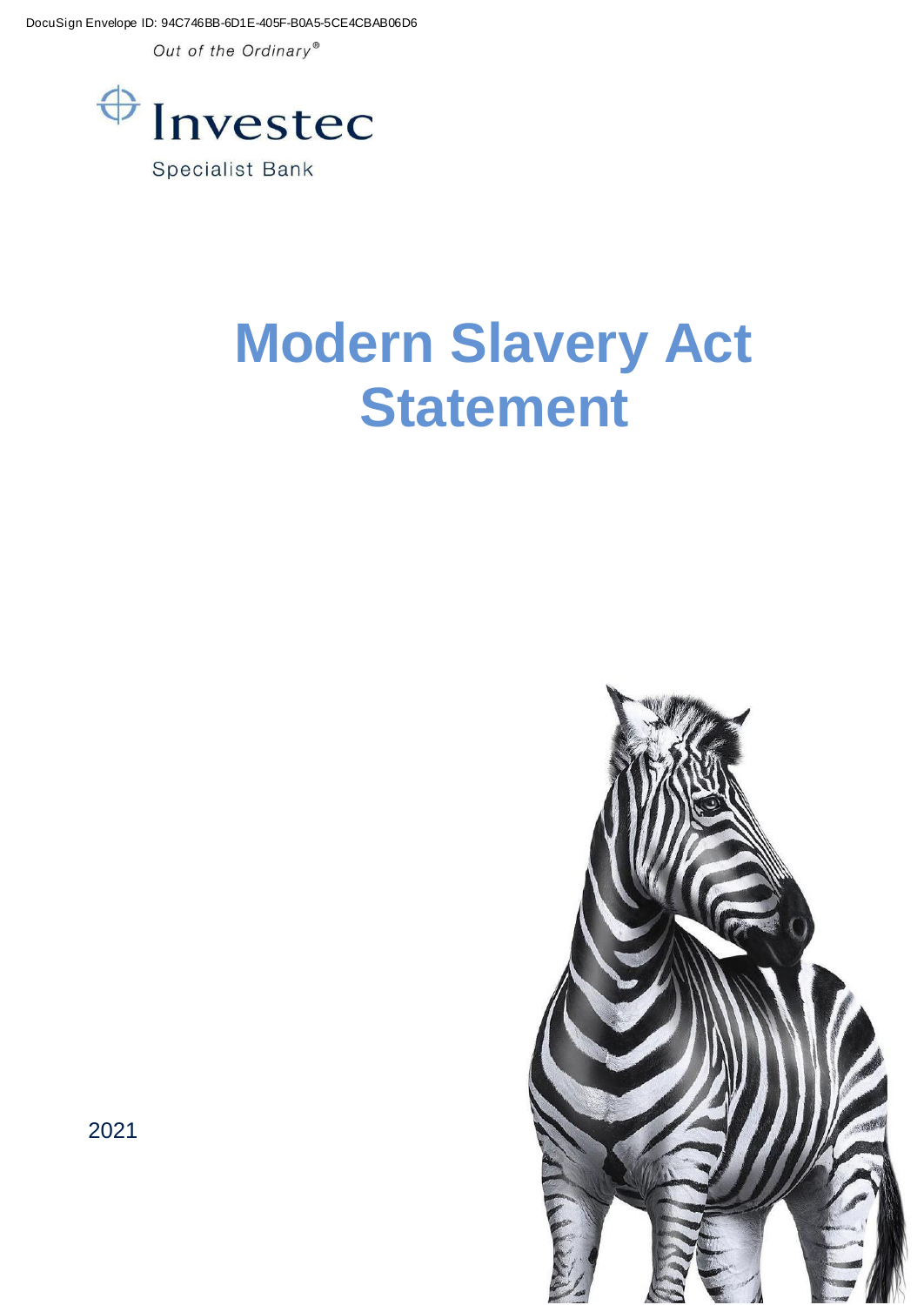DocuSign Envelope ID: 94C746BB-6D1E-405F-B0A5-5CE4CBAB06D6

*Out of the Ordinary®*

Investec

Specialist Bank

# Modern Slavery Act Statement

2021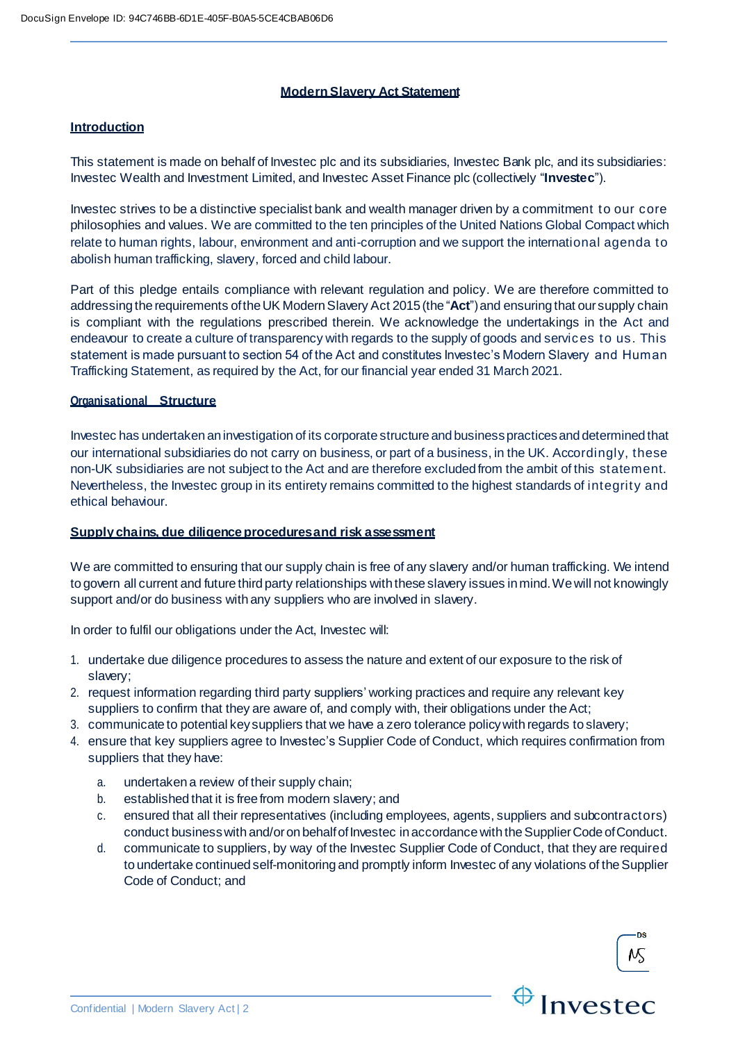## Modern Slavery Act Statement

### Introduction

This statement is made on behalf of Investec plc and its subsidiaries, Investec Bank plc, and its subsidiaries: Investec Wealth and Investment Limited, and Investec Asset Finance plc (collectively "**Investec**").

Investec strives to be a distinctive specialist bank and wealth manager driven by a commitment to our core philosophies and values. We are committed to the ten principles of the United Nations Global Compact which relate to human rights, labour, environment and anti-corruption and we support the international agenda to abolish human trafficking, slavery, forced and child labour.

Part of this pledge entails compliance with relevant regulation and policy. We are therefore committed to addressing the requirements of the UK Modern Slavery Act 2015 (the "**Act**") and ensuring that our supply chain is compliant with the regulations prescribed therein. We acknowledge the undertakings in the Act and endeavour to create a culture of transparency with regards to the supply of goods and services to us. This statement is made pursuant to section 54 of the Act and constitutes Investec's Modern Slavery and Human Trafficking Statement, as required by the Act, for our financial year ended 31 March 2021.

### Organisational Structure

Investec has undertaken an investigation of its corporate structure and business practices and determined that our international subsidiaries do not carry on business, or part of a business, in the UK. Accordingly, these non-UK subsidiaries are not subject to the Act and are therefore excluded from the ambit of this statement. Nevertheless, the Investec group in its entirety remains committed to the highest standards of integrity and ethical behaviour.

### Supply chains, due diligence procedures and risk assessment

We are committed to ensuring that our supply chain is free of any slavery and/or human trafficking. We intend to govern all current and future third party relationships with these slavery issues in mind. We will not knowingly support and/or do business with any suppliers who are involved in slavery.

In order to fulfil our obligations under the Act, Investec will:

1. undertake due diligence procedures to assess the nature and extent of our exposure to the risk of slavery;
2. request information regarding third party suppliers' working practices and require any relevant key suppliers to confirm that they are aware of, and comply with, their obligations under the Act;
3. communicate to potential key suppliers that we have a zero tolerance policy with regards to slavery;
4. ensure that key suppliers agree to Investec's Supplier Code of Conduct, which requires confirmation from suppliers that they have:
   a. undertaken a review of their supply chain;
   b. established that it is free from modern slavery; and
   c. ensured that all their representatives (including employees, agents, suppliers and subcontractors) conduct business with and/or on behalf of Investec in accordance with the Supplier Code of Conduct.
   d. communicate to suppliers, by way of the Investec Supplier Code of Conduct, that they are required to undertake continued self-monitoring and promptly inform Investec of any violations of the Supplier Code of Conduct; and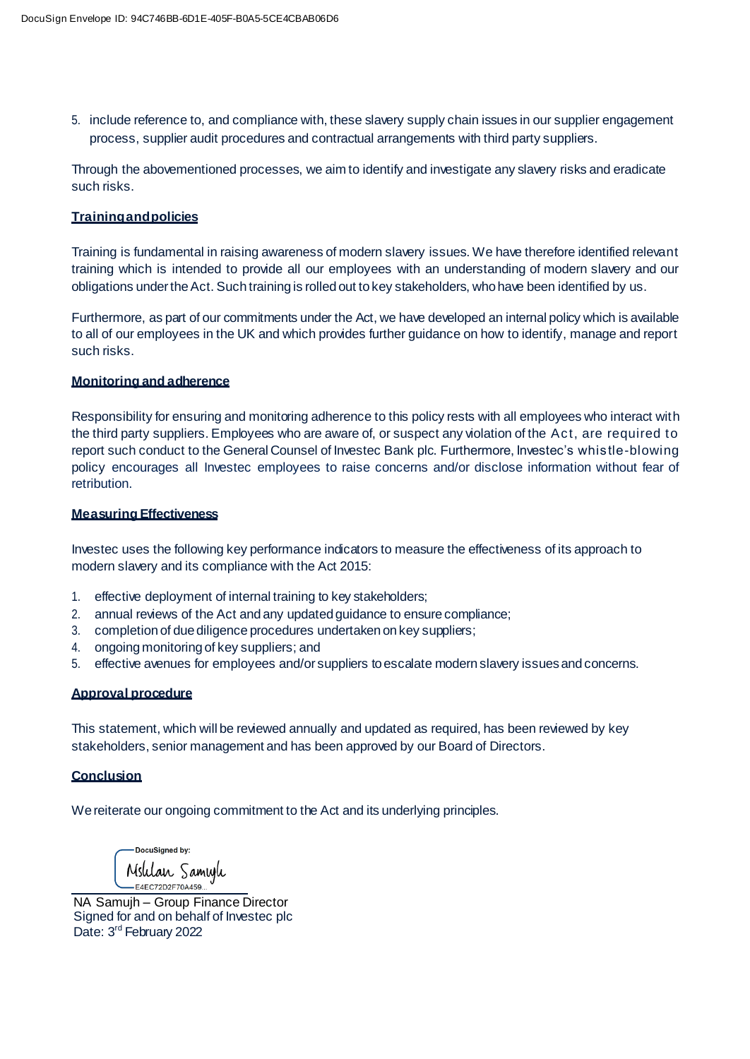5. include reference to, and compliance with, these slavery supply chain issues in our supplier engagement process, supplier audit procedures and contractual arrangements with third party suppliers.

Through the abovementioned processes, we aim to identify and investigate any slavery risks and eradicate such risks.

**Training and policies**

Training is fundamental in raising awareness of modern slavery issues. We have therefore identified relevant training which is intended to provide all our employees with an understanding of modern slavery and our obligations under the Act. Such training is rolled out to key stakeholders, who have been identified by us.

Furthermore, as part of our commitments under the Act, we have developed an internal policy which is available to all of our employees in the UK and which provides further guidance on how to identify, manage and report such risks.

**Monitoring and adherence**

Responsibility for ensuring and monitoring adherence to this policy rests with all employees who interact with the third party suppliers. Employees who are aware of, or suspect any violation of the Act, are required to report such conduct to the General Counsel of Investec Bank plc. Furthermore, Investec's whistle-blowing policy encourages all Investec employees to raise concerns and/or disclose information without fear of retribution.

**Measuring Effectiveness**

Investec uses the following key performance indicators to measure the effectiveness of its approach to modern slavery and its compliance with the Act 2015:

1. effective deployment of internal training to key stakeholders;
2. annual reviews of the Act and any updated guidance to ensure compliance;
3. completion of due diligence procedures undertaken on key suppliers;
4. ongoing monitoring of key suppliers; and
5. effective avenues for employees and/or suppliers to escalate modern slavery issues and concerns.

**Approval procedure**

This statement, which will be reviewed annually and updated as required, has been reviewed by key stakeholders, senior management and has been approved by our Board of Directors.

**Conclusion**

We reiterate our ongoing commitment to the Act and its underlying principles.

DocuSigned by:
Nishlan Samujh
E4EC72D2F70A459...

NA Samujh – Group Finance Director
Signed for and on behalf of Investec plc
Date: 3rd February 2022